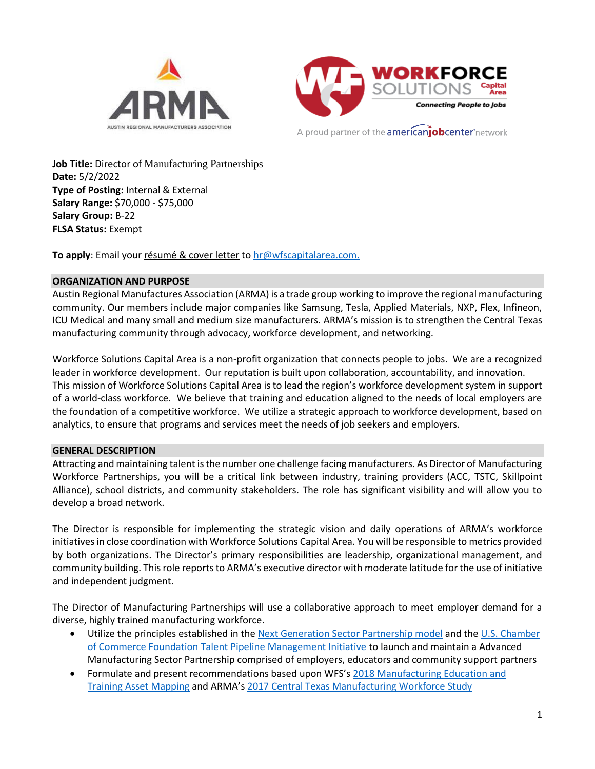**Job Title:** Director of Manufacturing Partnerships
**Date:** 5/2/2022
**Type of Posting:** Internal & External
**Salary Range:** $70,000 - $75,000
**Salary Group:** B-22
**FLSA Status:** Exempt

**To apply**: Email your résumé & cover letter to hr@wfscapitalarea.com.

## ORGANIZATION AND PURPOSE

Austin Regional Manufactures Association (ARMA) is a trade group working to improve the regional manufacturing community. Our members include major companies like Samsung, Tesla, Applied Materials, NXP, Flex, Infineon, ICU Medical and many small and medium size manufacturers. ARMA's mission is to strengthen the Central Texas manufacturing community through advocacy, workforce development, and networking.

Workforce Solutions Capital Area is a non-profit organization that connects people to jobs. We are a recognized leader in workforce development. Our reputation is built upon collaboration, accountability, and innovation. This mission of Workforce Solutions Capital Area is to lead the region's workforce development system in support of a world-class workforce. We believe that training and education aligned to the needs of local employers are the foundation of a competitive workforce. We utilize a strategic approach to workforce development, based on analytics, to ensure that programs and services meet the needs of job seekers and employers.

## GENERAL DESCRIPTION

Attracting and maintaining talent is the number one challenge facing manufacturers. As Director of Manufacturing Workforce Partnerships, you will be a critical link between industry, training providers (ACC, TSTC, Skillpoint Alliance), school districts, and community stakeholders. The role has significant visibility and will allow you to develop a broad network.

The Director is responsible for implementing the strategic vision and daily operations of ARMA's workforce initiatives in close coordination with Workforce Solutions Capital Area. You will be responsible to metrics provided by both organizations. The Director's primary responsibilities are leadership, organizational management, and community building. This role reports to ARMA's executive director with moderate latitude for the use of initiative and independent judgment.

The Director of Manufacturing Partnerships will use a collaborative approach to meet employer demand for a diverse, highly trained manufacturing workforce.

- Utilize the principles established in the Next Generation Sector Partnership model and the U.S. Chamber of Commerce Foundation Talent Pipeline Management Initiative to launch and maintain a Advanced Manufacturing Sector Partnership comprised of employers, educators and community support partners
- Formulate and present recommendations based upon WFS's 2018 Manufacturing Education and Training Asset Mapping and ARMA's 2017 Central Texas Manufacturing Workforce Study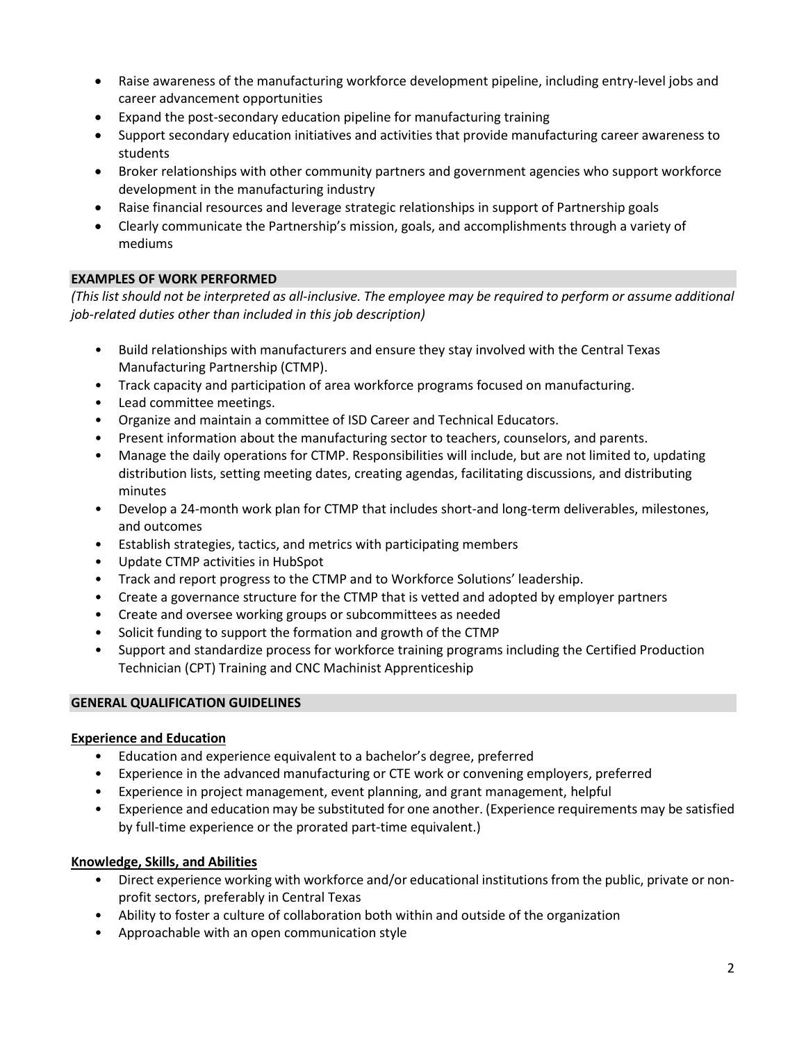- Raise awareness of the manufacturing workforce development pipeline, including entry-level jobs and career advancement opportunities
- Expand the post-secondary education pipeline for manufacturing training
- Support secondary education initiatives and activities that provide manufacturing career awareness to students
- Broker relationships with other community partners and government agencies who support workforce development in the manufacturing industry
- Raise financial resources and leverage strategic relationships in support of Partnership goals
- Clearly communicate the Partnership's mission, goals, and accomplishments through a variety of mediums

## EXAMPLES OF WORK PERFORMED

*(This list should not be interpreted as all-inclusive. The employee may be required to perform or assume additional job-related duties other than included in this job description)*

- Build relationships with manufacturers and ensure they stay involved with the Central Texas Manufacturing Partnership (CTMP).
- Track capacity and participation of area workforce programs focused on manufacturing.
- Lead committee meetings.
- Organize and maintain a committee of ISD Career and Technical Educators.
- Present information about the manufacturing sector to teachers, counselors, and parents.
- Manage the daily operations for CTMP. Responsibilities will include, but are not limited to, updating distribution lists, setting meeting dates, creating agendas, facilitating discussions, and distributing minutes
- Develop a 24-month work plan for CTMP that includes short-and long-term deliverables, milestones, and outcomes
- Establish strategies, tactics, and metrics with participating members
- Update CTMP activities in HubSpot
- Track and report progress to the CTMP and to Workforce Solutions' leadership.
- Create a governance structure for the CTMP that is vetted and adopted by employer partners
- Create and oversee working groups or subcommittees as needed
- Solicit funding to support the formation and growth of the CTMP
- Support and standardize process for workforce training programs including the Certified Production Technician (CPT) Training and CNC Machinist Apprenticeship

## GENERAL QUALIFICATION GUIDELINES

### Experience and Education

- Education and experience equivalent to a bachelor's degree, preferred
- Experience in the advanced manufacturing or CTE work or convening employers, preferred
- Experience in project management, event planning, and grant management, helpful
- Experience and education may be substituted for one another. (Experience requirements may be satisfied by full-time experience or the prorated part-time equivalent.)

### Knowledge, Skills, and Abilities

- Direct experience working with workforce and/or educational institutions from the public, private or non-profit sectors, preferably in Central Texas
- Ability to foster a culture of collaboration both within and outside of the organization
- Approachable with an open communication style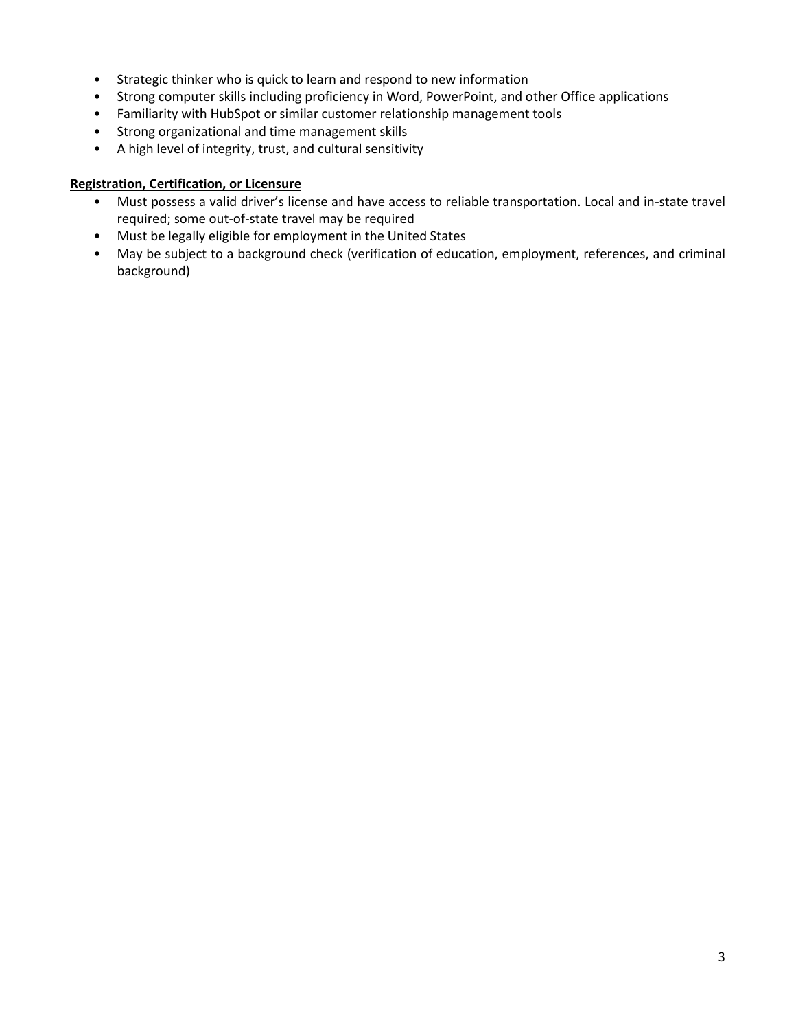- Strategic thinker who is quick to learn and respond to new information
- Strong computer skills including proficiency in Word, PowerPoint, and other Office applications
- Familiarity with HubSpot or similar customer relationship management tools
- Strong organizational and time management skills
- A high level of integrity, trust, and cultural sensitivity

**Registration, Certification, or Licensure**

- Must possess a valid driver's license and have access to reliable transportation. Local and in-state travel required; some out-of-state travel may be required
- Must be legally eligible for employment in the United States
- May be subject to a background check (verification of education, employment, references, and criminal background)